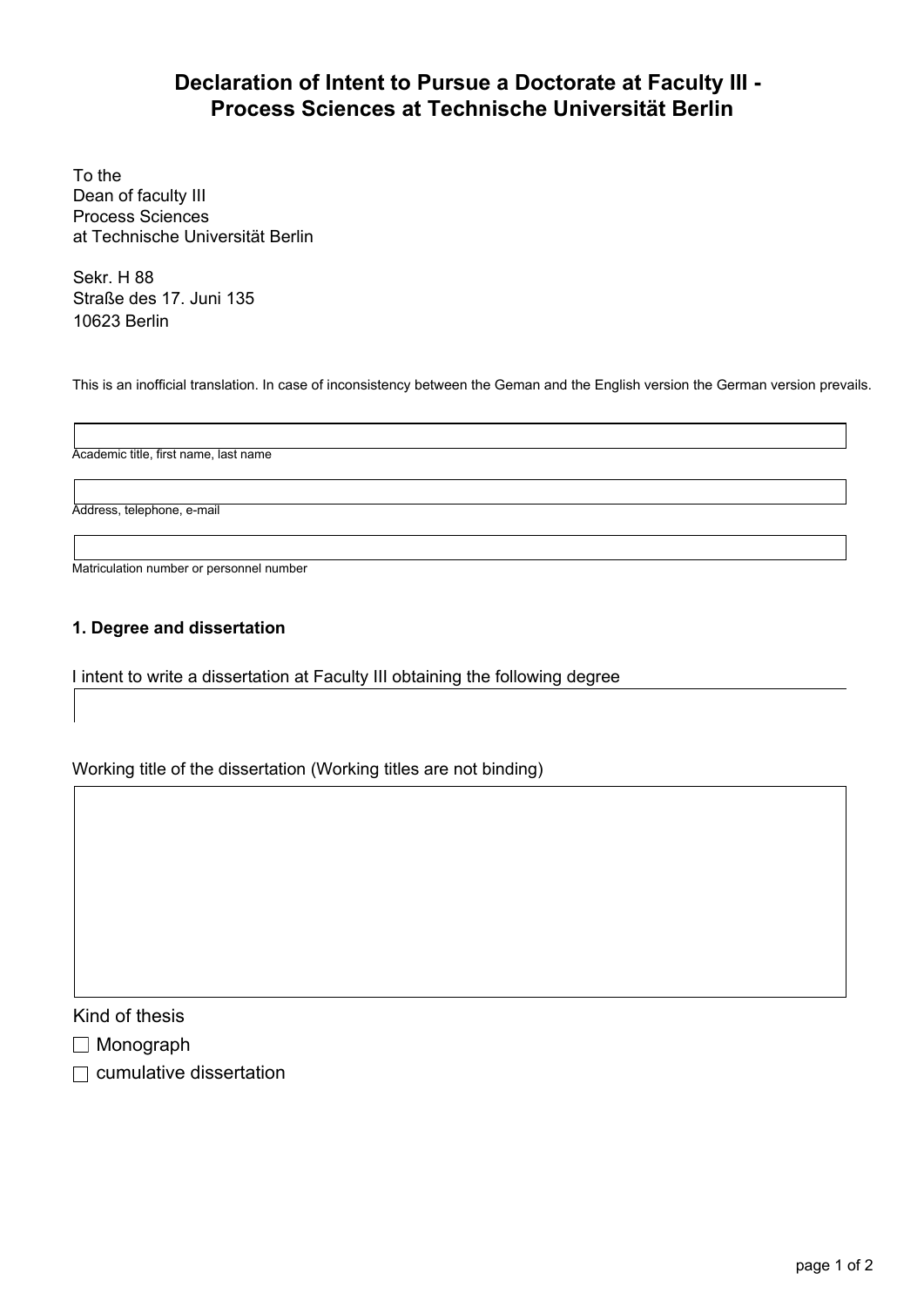# Declaration of Intent to Pursue a Doctorate at Faculty III - Process Sciences at Technische Universität Berlin

To the
Dean of faculty III
Process Sciences
at Technische Universität Berlin

Sekr. H 88
Straße des 17. Juni 135
10623 Berlin

This is an inofficial translation. In case of inconsistency between the Geman and the English version the German version prevails.

Academic title, first name, last name

Address, telephone, e-mail

Matriculation number or personnel number

**1. Degree and dissertation**

I intent to write a dissertation at Faculty III obtaining the following degree

Working title of the dissertation (Working titles are not binding)

Kind of thesis

☐ Monograph

☐ cumulative dissertation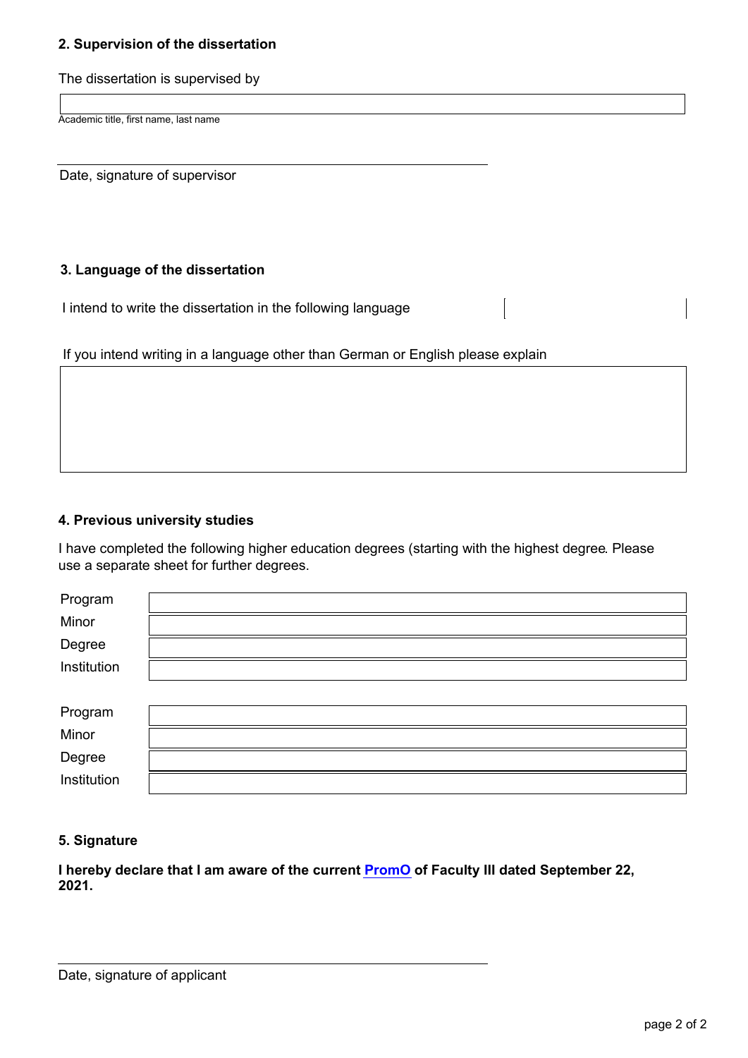## 2. Supervision of the dissertation

The dissertation is supervised by

Academic title, first name, last name

Date, signature of supervisor

## 3. Language of the dissertation

I intend to write the dissertation in the following language

If you intend writing in a language other than German or English please explain

## 4. Previous university studies

I have completed the following higher education degrees (starting with the highest degree. Please use a separate sheet for further degrees.

| | |
|---|---|
| Program | |
| Minor | |
| Degree | |
| Institution | |

| | |
|---|---|
| Program | |
| Minor | |
| Degree | |
| Institution | |

## 5. Signature

**I hereby declare that I am aware of the current PromO of Faculty III dated September 22, 2021.**

Date, signature of applicant